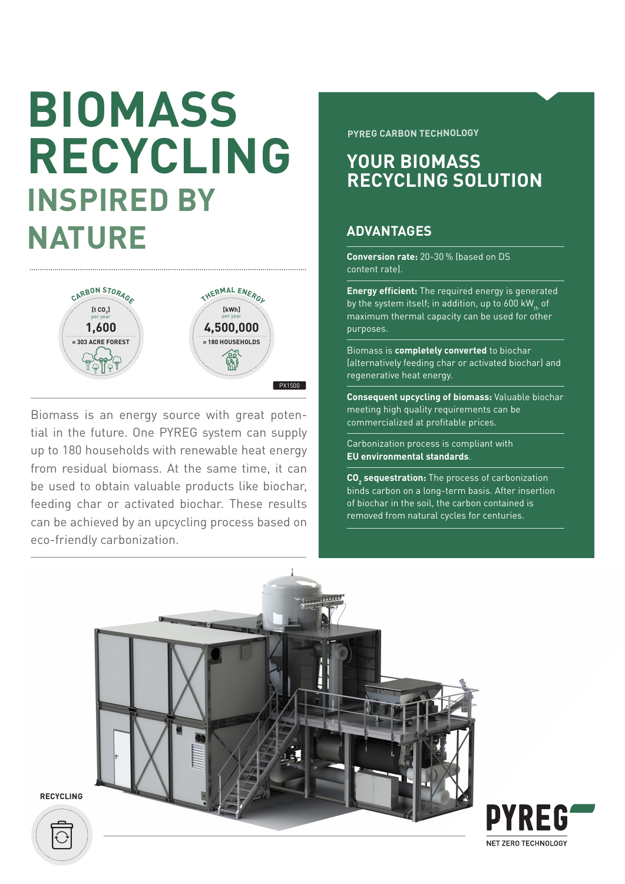# BIOMASS RECYCLING

## INSPIRED BY NATURE

CARBON STORAGE

[t $CO_2$] per year

1,600

= 303 ACRE FOREST

THERMAL ENERGY

[kWh] per year

4,500,000

= 180 HOUSEHOLDS

PX1500

Biomass is an energy source with great potential in the future. One PYREG system can supply up to 180 households with renewable heat energy from residual biomass. At the same time, it can be used to obtain valuable products like biochar, feeding char or activated biochar. These results can be achieved by an upcycling process based on eco-friendly carbonization.

PYREG CARBON TECHNOLOGY

## YOUR BIOMASS RECYCLING SOLUTION

### ADVANTAGES

**Conversion rate:** 20-30 % (based on DS content rate).

**Energy efficient:** The required energy is generated by the system itself; in addition, up to 600 $kW_{th}$ of maximum thermal capacity can be used for other purposes.

Biomass is **completely converted** to biochar (alternatively feeding char or activated biochar) and regenerative heat energy.

**Consequent upcycling of biomass:** Valuable biochar meeting high quality requirements can be commercialized at profitable prices.

Carbonization process is compliant with **EU environmental standards**.

**$CO_2$ sequestration:** The process of carbonization binds carbon on a long-term basis. After insertion of biochar in the soil, the carbon contained is removed from natural cycles for centuries.

RECYCLING

PYREG

NET ZERO TECHNOLOGY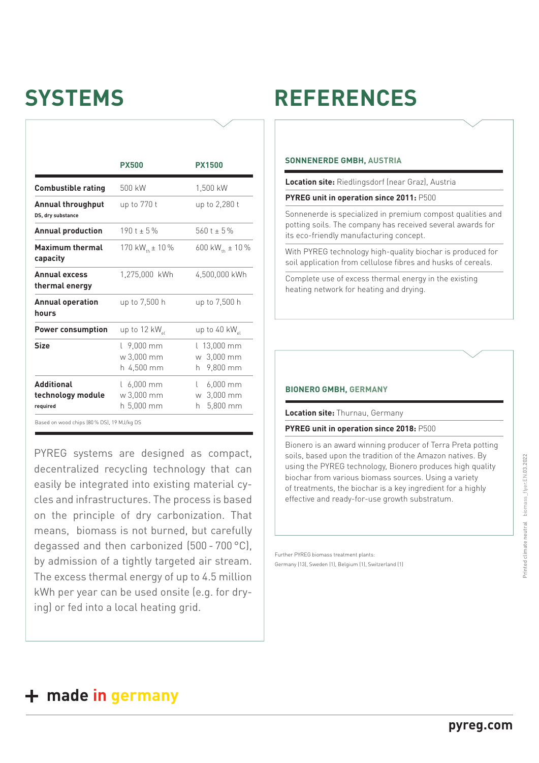# SYSTEMS

| | PX500 | PX1500 |
|---|---|---|
| **Combustible rating** | 500 kW | 1,500 kW |
| **Annual throughput** DS, dry substance | up to 770 t | up to 2,280 t |
| **Annual production** | 190 t ± 5 % | 560 t ± 5 % |
| **Maximum thermal capacity** | 170 $kW_{th}$ ± 10 % | 600 $kW_{th}$ ± 10 % |
| **Annual excess thermal energy** | 1,275,000 kWh | 4,500,000 kWh |
| **Annual operation hours** | up to 7,500 h | up to 7,500 h |
| **Power consumption** | up to 12 $kW_{el}$ | up to 40 $kW_{el}$ |
| **Size** | l 9,000 mm<br>w 3,000 mm<br>h 4,500 mm | l 13,000 mm<br>w 3,000 mm<br>h 9,800 mm |
| **Additional technology module** required | l 6,000 mm<br>w 3,000 mm<br>h 5,000 mm | l 6,000 mm<br>w 3,000 mm<br>h 5,800 mm |

Based on wood chips (80 % DS), 19 MJ/kg DS

PYREG systems are designed as compact, decentralized recycling technology that can easily be integrated into existing material cycles and infrastructures. The process is based on the principle of dry carbonization. That means, biomass is not burned, but carefully degassed and then carbonized (500 - 700 °C), by admission of a tightly targeted air stream. The excess thermal energy of up to 4.5 million kWh per year can be used onsite (e.g. for drying) or fed into a local heating grid.

# REFERENCES

### SONNENERDE GMBH, AUSTRIA

**Location site:** Riedlingsdorf (near Graz), Austria

**PYREG unit in operation since 2011:** P500

Sonnenerde is specialized in premium compost qualities and potting soils. The company has received several awards for its eco-friendly manufacturing concept.

With PYREG technology high-quality biochar is produced for soil application from cellulose fibres and husks of cereals.

Complete use of excess thermal energy in the existing heating network for heating and drying.

### BIONERO GMBH, GERMANY

**Location site:** Thurnau, Germany

**PYREG unit in operation since 2018:** P500

Bionero is an award winning producer of Terra Preta potting soils, based upon the tradition of the Amazon natives. By using the PYREG technology, Bionero produces high quality biochar from various biomass sources. Using a variety of treatments, the biochar is a key ingredient for a highly effective and ready-for-use growth substratum.

Further PYREG biomass treatment plants:
Germany (13), Sweden (1), Belgium (1), Switzerland (1)

Printed climate neutral biomass_flyerEN.03.2022

+ made in germany

pyreg.com